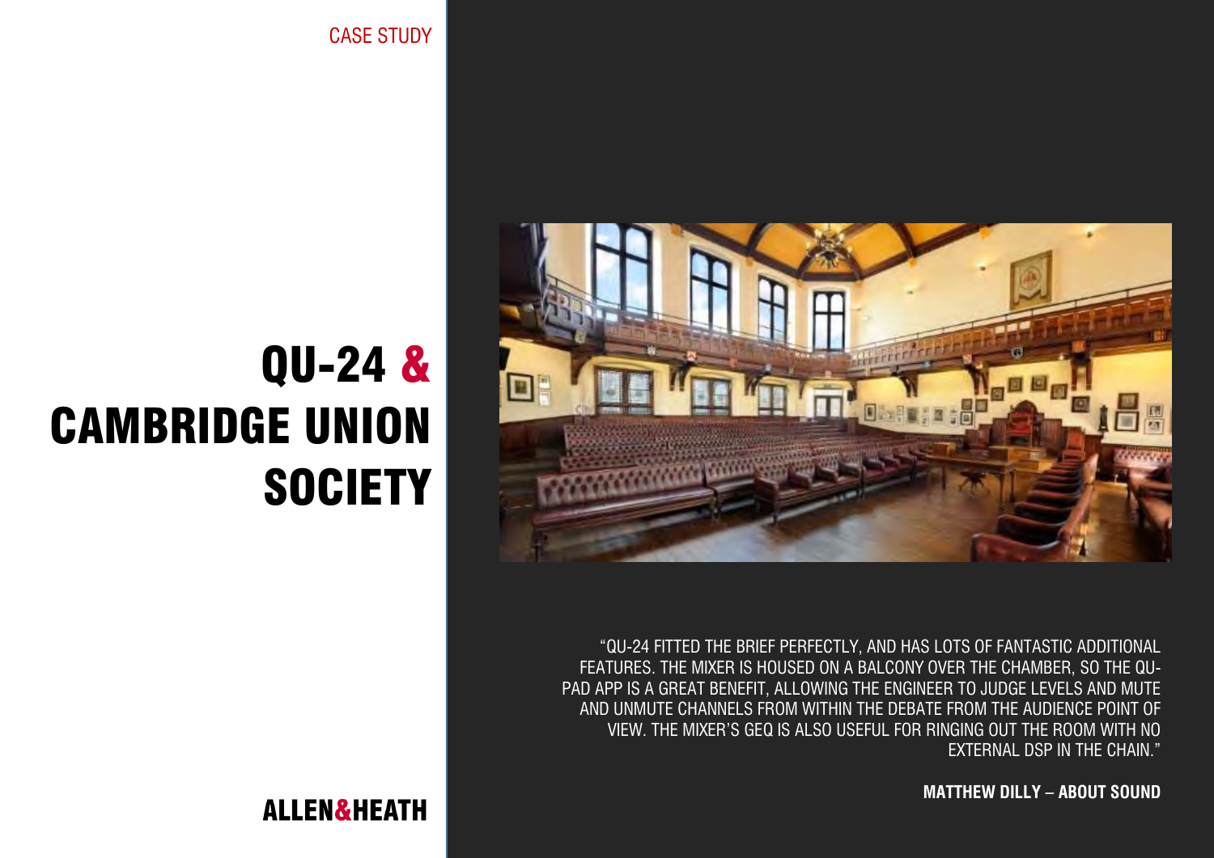CASE STUDY

# QU-24 & CAMBRIDGE UNION SOCIETY

"QU-24 FITTED THE BRIEF PERFECTLY, AND HAS LOTS OF FANTASTIC ADDITIONAL FEATURES. THE MIXER IS HOUSED ON A BALCONY OVER THE CHAMBER, SO THE QU-PAD APP IS A GREAT BENEFIT, ALLOWING THE ENGINEER TO JUDGE LEVELS AND MUTE AND UNMUTE CHANNELS FROM WITHIN THE DEBATE FROM THE AUDIENCE POINT OF VIEW. THE MIXER'S GEQ IS ALSO USEFUL FOR RINGING OUT THE ROOM WITH NO EXTERNAL DSP IN THE CHAIN."

**MATTHEW DILLY – ABOUT SOUND**

ALLEN&HEATH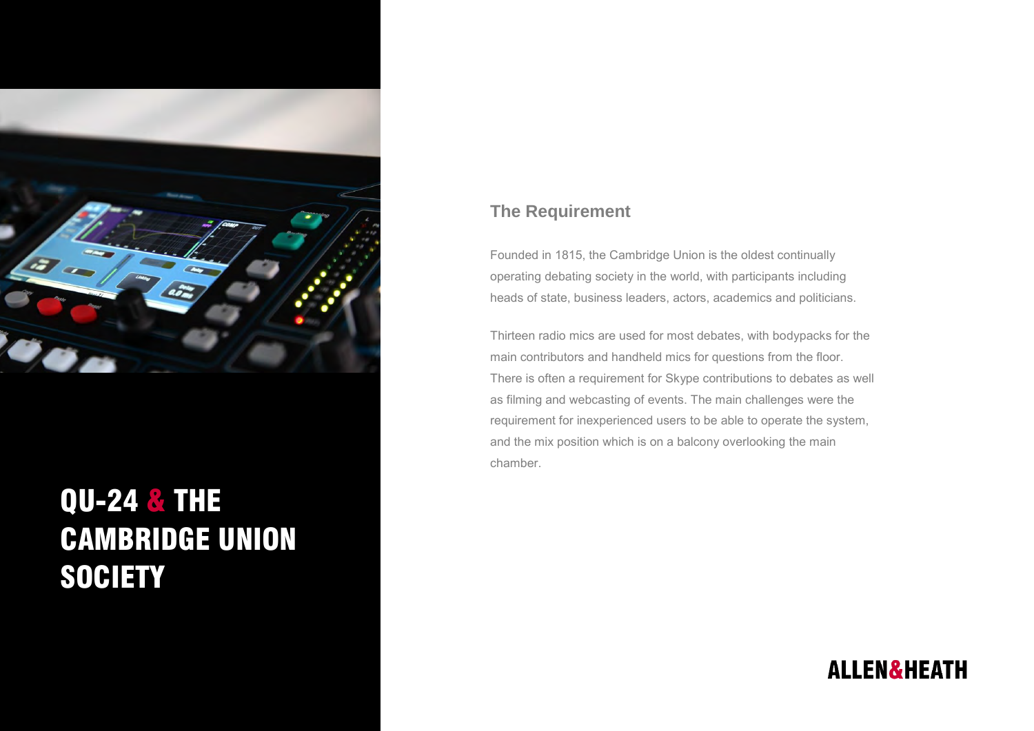# QU-24 & THE CAMBRIDGE UNION SOCIETY

## The Requirement

Founded in 1815, the Cambridge Union is the oldest continually operating debating society in the world, with participants including heads of state, business leaders, actors, academics and politicians.

Thirteen radio mics are used for most debates, with bodypacks for the main contributors and handheld mics for questions from the floor. There is often a requirement for Skype contributions to debates as well as filming and webcasting of events. The main challenges were the requirement for inexperienced users to be able to operate the system, and the mix position which is on a balcony overlooking the main chamber.

ALLEN&HEATH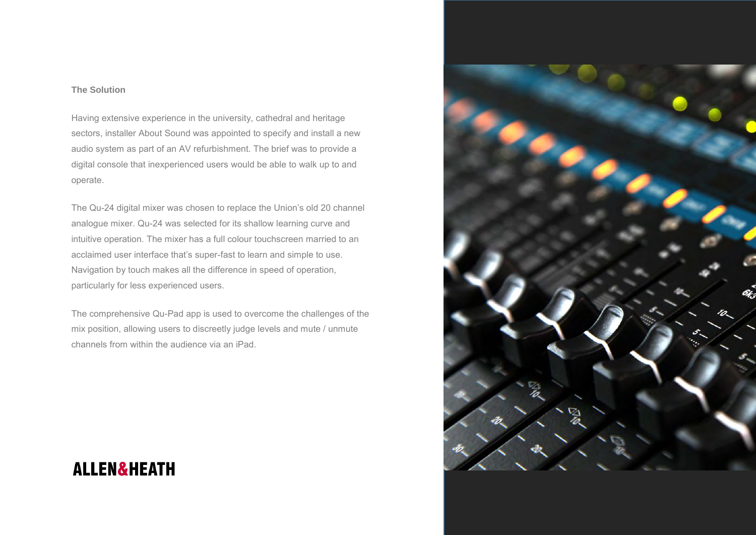## The Solution

Having extensive experience in the university, cathedral and heritage sectors, installer About Sound was appointed to specify and install a new audio system as part of an AV refurbishment. The brief was to provide a digital console that inexperienced users would be able to walk up to and operate.

The Qu-24 digital mixer was chosen to replace the Union's old 20 channel analogue mixer. Qu-24 was selected for its shallow learning curve and intuitive operation. The mixer has a full colour touchscreen married to an acclaimed user interface that's super-fast to learn and simple to use. Navigation by touch makes all the difference in speed of operation, particularly for less experienced users.

The comprehensive Qu-Pad app is used to overcome the challenges of the mix position, allowing users to discreetly judge levels and mute / unmute channels from within the audience via an iPad.

ALLEN&HEATH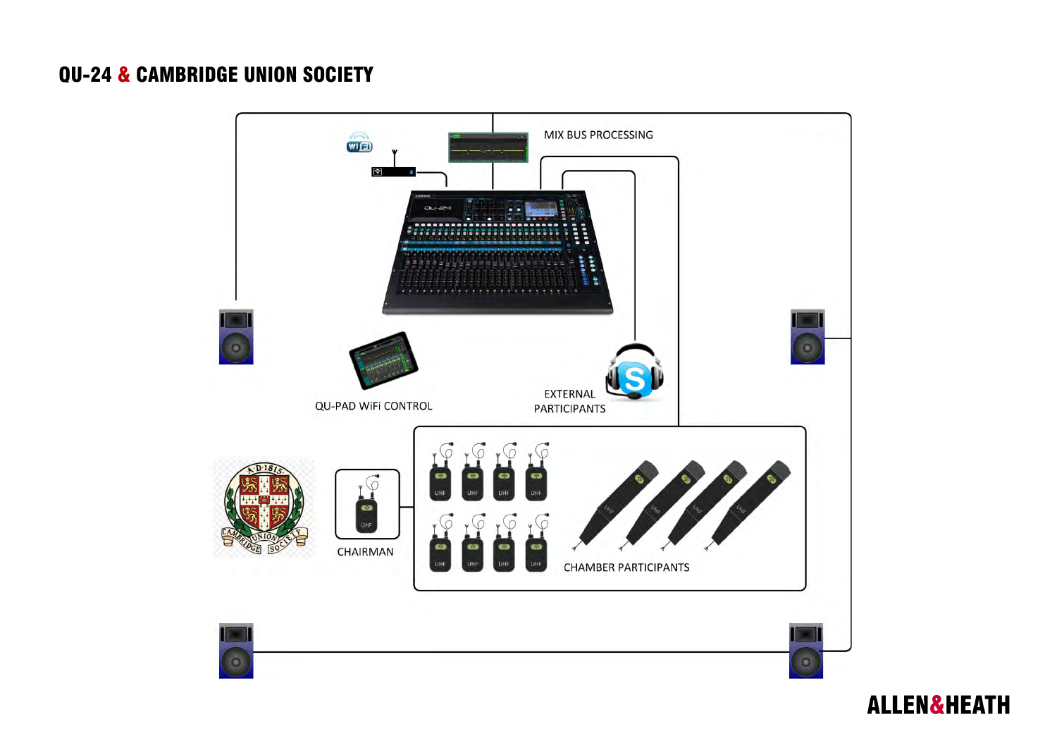# QU-24 & CAMBRIDGE UNION SOCIETY

MIX BUS PROCESSING

QU-PAD WiFi CONTROL

EXTERNAL PARTICIPANTS

CHAIRMAN

CHAMBER PARTICIPANTS

ALLEN&HEATH